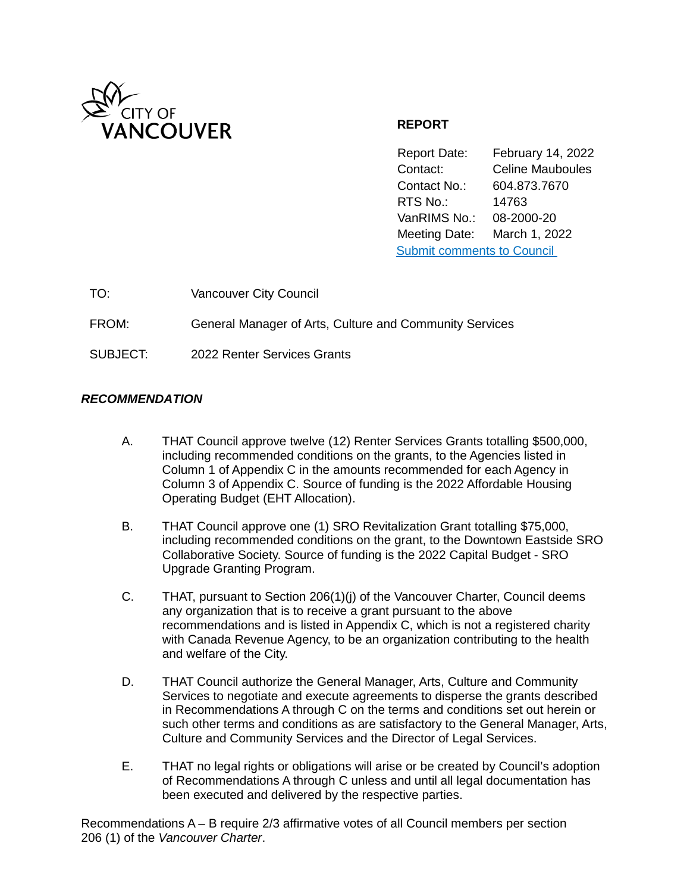CITY OF VANCOUVER

**REPORT**

Report Date: February 14, 2022
Contact: Celine Mauboules
Contact No.: 604.873.7670
RTS No.: 14763
VanRIMS No.: 08-2000-20
Meeting Date: March 1, 2022
Submit comments to Council

TO: Vancouver City Council

FROM: General Manager of Arts, Culture and Community Services

SUBJECT: 2022 Renter Services Grants

### *RECOMMENDATION*

A. THAT Council approve twelve (12) Renter Services Grants totalling $500,000, including recommended conditions on the grants, to the Agencies listed in Column 1 of Appendix C in the amounts recommended for each Agency in Column 3 of Appendix C. Source of funding is the 2022 Affordable Housing Operating Budget (EHT Allocation).

B. THAT Council approve one (1) SRO Revitalization Grant totalling $75,000, including recommended conditions on the grant, to the Downtown Eastside SRO Collaborative Society. Source of funding is the 2022 Capital Budget - SRO Upgrade Granting Program.

C. THAT, pursuant to Section 206(1)(j) of the Vancouver Charter, Council deems any organization that is to receive a grant pursuant to the above recommendations and is listed in Appendix C, which is not a registered charity with Canada Revenue Agency, to be an organization contributing to the health and welfare of the City.

D. THAT Council authorize the General Manager, Arts, Culture and Community Services to negotiate and execute agreements to disperse the grants described in Recommendations A through C on the terms and conditions set out herein or such other terms and conditions as are satisfactory to the General Manager, Arts, Culture and Community Services and the Director of Legal Services.

E. THAT no legal rights or obligations will arise or be created by Council's adoption of Recommendations A through C unless and until all legal documentation has been executed and delivered by the respective parties.

Recommendations A – B require 2/3 affirmative votes of all Council members per section 206 (1) of the *Vancouver Charter*.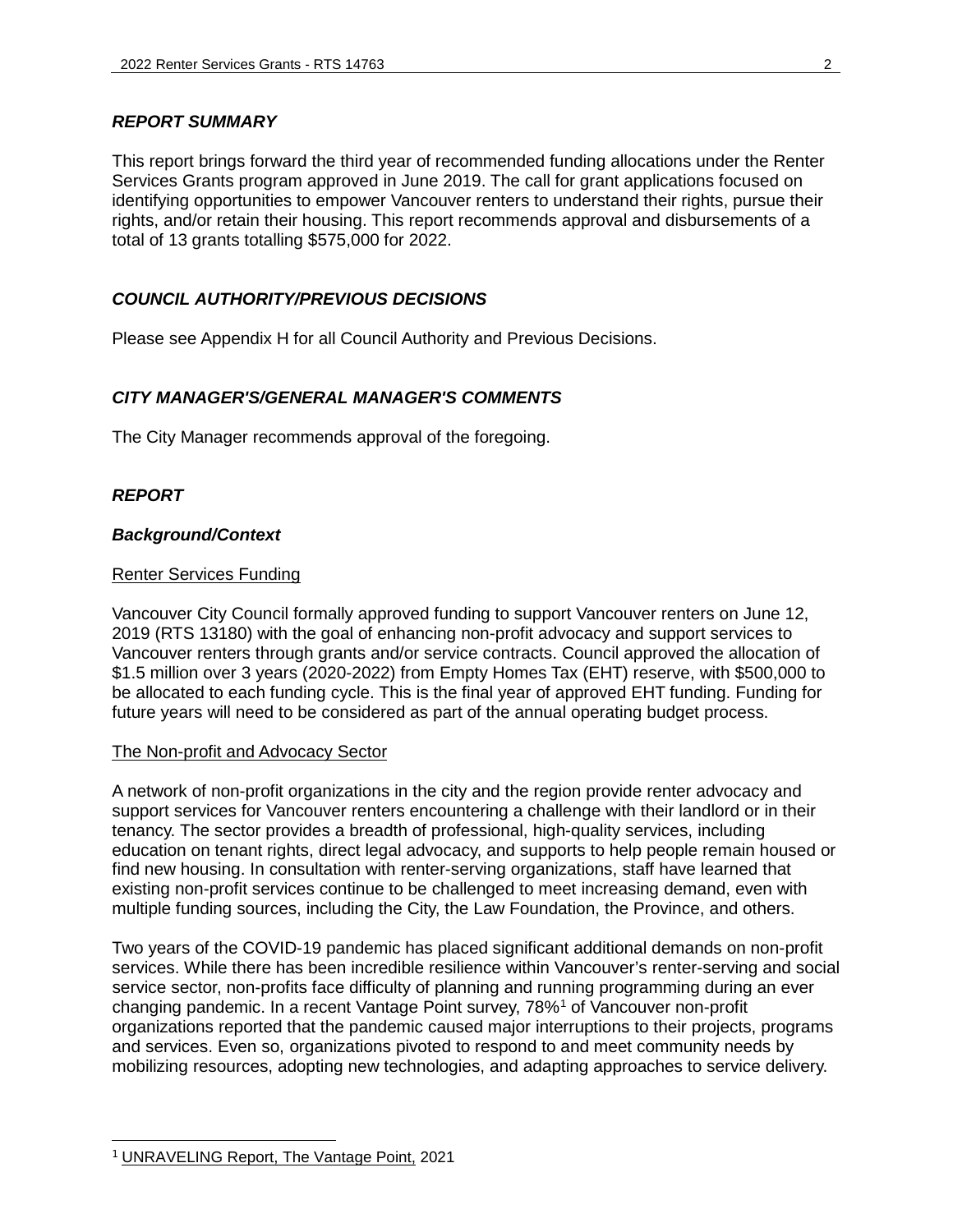***REPORT SUMMARY***

This report brings forward the third year of recommended funding allocations under the Renter Services Grants program approved in June 2019. The call for grant applications focused on identifying opportunities to empower Vancouver renters to understand their rights, pursue their rights, and/or retain their housing. This report recommends approval and disbursements of a total of 13 grants totalling $575,000 for 2022.

***COUNCIL AUTHORITY/PREVIOUS DECISIONS***

Please see Appendix H for all Council Authority and Previous Decisions.

***CITY MANAGER'S/GENERAL MANAGER'S COMMENTS***

The City Manager recommends approval of the foregoing.

***REPORT***

***Background/Context***

Renter Services Funding

Vancouver City Council formally approved funding to support Vancouver renters on June 12, 2019 (RTS 13180) with the goal of enhancing non-profit advocacy and support services to Vancouver renters through grants and/or service contracts. Council approved the allocation of $1.5 million over 3 years (2020-2022) from Empty Homes Tax (EHT) reserve, with $500,000 to be allocated to each funding cycle. This is the final year of approved EHT funding. Funding for future years will need to be considered as part of the annual operating budget process.

The Non-profit and Advocacy Sector

A network of non-profit organizations in the city and the region provide renter advocacy and support services for Vancouver renters encountering a challenge with their landlord or in their tenancy. The sector provides a breadth of professional, high-quality services, including education on tenant rights, direct legal advocacy, and supports to help people remain housed or find new housing. In consultation with renter-serving organizations, staff have learned that existing non-profit services continue to be challenged to meet increasing demand, even with multiple funding sources, including the City, the Law Foundation, the Province, and others.

Two years of the COVID-19 pandemic has placed significant additional demands on non-profit services. While there has been incredible resilience within Vancouver's renter-serving and social service sector, non-profits face difficulty of planning and running programming during an ever changing pandemic. In a recent Vantage Point survey, 78%[1] of Vancouver non-profit organizations reported that the pandemic caused major interruptions to their projects, programs and services. Even so, organizations pivoted to respond to and meet community needs by mobilizing resources, adopting new technologies, and adapting approaches to service delivery.

---

[1] UNRAVELING Report, The Vantage Point, 2021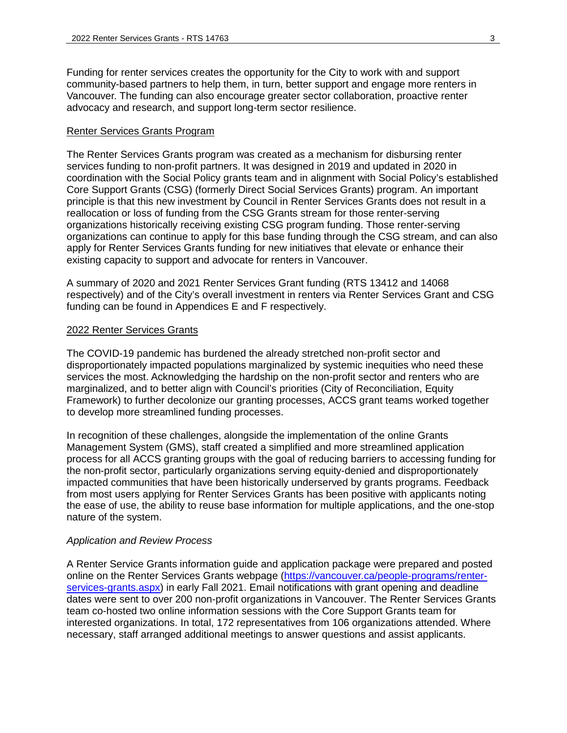Funding for renter services creates the opportunity for the City to work with and support community-based partners to help them, in turn, better support and engage more renters in Vancouver. The funding can also encourage greater sector collaboration, proactive renter advocacy and research, and support long-term sector resilience.

## Renter Services Grants Program

The Renter Services Grants program was created as a mechanism for disbursing renter services funding to non-profit partners. It was designed in 2019 and updated in 2020 in coordination with the Social Policy grants team and in alignment with Social Policy's established Core Support Grants (CSG) (formerly Direct Social Services Grants) program. An important principle is that this new investment by Council in Renter Services Grants does not result in a reallocation or loss of funding from the CSG Grants stream for those renter-serving organizations historically receiving existing CSG program funding. Those renter-serving organizations can continue to apply for this base funding through the CSG stream, and can also apply for Renter Services Grants funding for new initiatives that elevate or enhance their existing capacity to support and advocate for renters in Vancouver.

A summary of 2020 and 2021 Renter Services Grant funding (RTS 13412 and 14068 respectively) and of the City's overall investment in renters via Renter Services Grant and CSG funding can be found in Appendices E and F respectively.

## 2022 Renter Services Grants

The COVID-19 pandemic has burdened the already stretched non-profit sector and disproportionately impacted populations marginalized by systemic inequities who need these services the most. Acknowledging the hardship on the non-profit sector and renters who are marginalized, and to better align with Council's priorities (City of Reconciliation, Equity Framework) to further decolonize our granting processes, ACCS grant teams worked together to develop more streamlined funding processes.

In recognition of these challenges, alongside the implementation of the online Grants Management System (GMS), staff created a simplified and more streamlined application process for all ACCS granting groups with the goal of reducing barriers to accessing funding for the non-profit sector, particularly organizations serving equity-denied and disproportionately impacted communities that have been historically underserved by grants programs. Feedback from most users applying for Renter Services Grants has been positive with applicants noting the ease of use, the ability to reuse base information for multiple applications, and the one-stop nature of the system.

### *Application and Review Process*

A Renter Service Grants information guide and application package were prepared and posted online on the Renter Services Grants webpage (https://vancouver.ca/people-programs/renter-services-grants.aspx) in early Fall 2021. Email notifications with grant opening and deadline dates were sent to over 200 non-profit organizations in Vancouver. The Renter Services Grants team co-hosted two online information sessions with the Core Support Grants team for interested organizations. In total, 172 representatives from 106 organizations attended. Where necessary, staff arranged additional meetings to answer questions and assist applicants.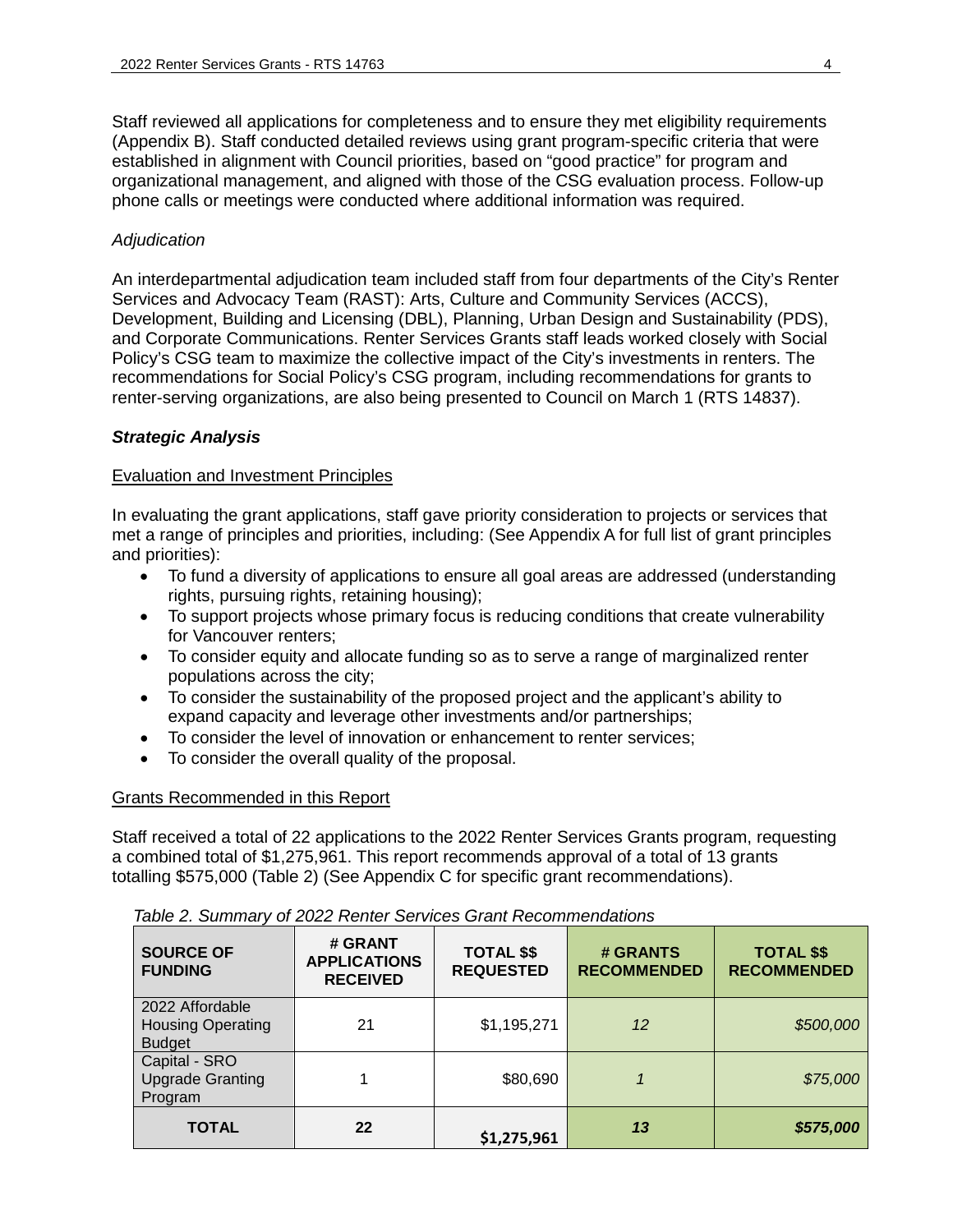Staff reviewed all applications for completeness and to ensure they met eligibility requirements (Appendix B). Staff conducted detailed reviews using grant program-specific criteria that were established in alignment with Council priorities, based on “good practice” for program and organizational management, and aligned with those of the CSG evaluation process. Follow-up phone calls or meetings were conducted where additional information was required.

*Adjudication*

An interdepartmental adjudication team included staff from four departments of the City’s Renter Services and Advocacy Team (RAST): Arts, Culture and Community Services (ACCS), Development, Building and Licensing (DBL), Planning, Urban Design and Sustainability (PDS), and Corporate Communications. Renter Services Grants staff leads worked closely with Social Policy’s CSG team to maximize the collective impact of the City’s investments in renters. The recommendations for Social Policy’s CSG program, including recommendations for grants to renter-serving organizations, are also being presented to Council on March 1 (RTS 14837).

***Strategic Analysis***

Evaluation and Investment Principles

In evaluating the grant applications, staff gave priority consideration to projects or services that met a range of principles and priorities, including: (See Appendix A for full list of grant principles and priorities):

- To fund a diversity of applications to ensure all goal areas are addressed (understanding rights, pursuing rights, retaining housing);
- To support projects whose primary focus is reducing conditions that create vulnerability for Vancouver renters;
- To consider equity and allocate funding so as to serve a range of marginalized renter populations across the city;
- To consider the sustainability of the proposed project and the applicant’s ability to expand capacity and leverage other investments and/or partnerships;
- To consider the level of innovation or enhancement to renter services;
- To consider the overall quality of the proposal.

Grants Recommended in this Report

Staff received a total of 22 applications to the 2022 Renter Services Grants program, requesting a combined total of $1,275,961. This report recommends approval of a total of 13 grants totalling $575,000 (Table 2) (See Appendix C for specific grant recommendations).

*Table 2. Summary of 2022 Renter Services Grant Recommendations*

| SOURCE OF FUNDING | # GRANT APPLICATIONS RECEIVED | TOTAL $$ REQUESTED | # GRANTS RECOMMENDED | TOTAL $$ RECOMMENDED |
|---|---|---|---|---|
| 2022 Affordable Housing Operating Budget | 21 | $1,195,271 | *12* | *$500,000* |
| Capital - SRO Upgrade Granting Program | 1 | $80,690 | *1* | *$75,000* |
| **TOTAL** | **22** | **$1,275,961** | ***13*** | ***$575,000*** |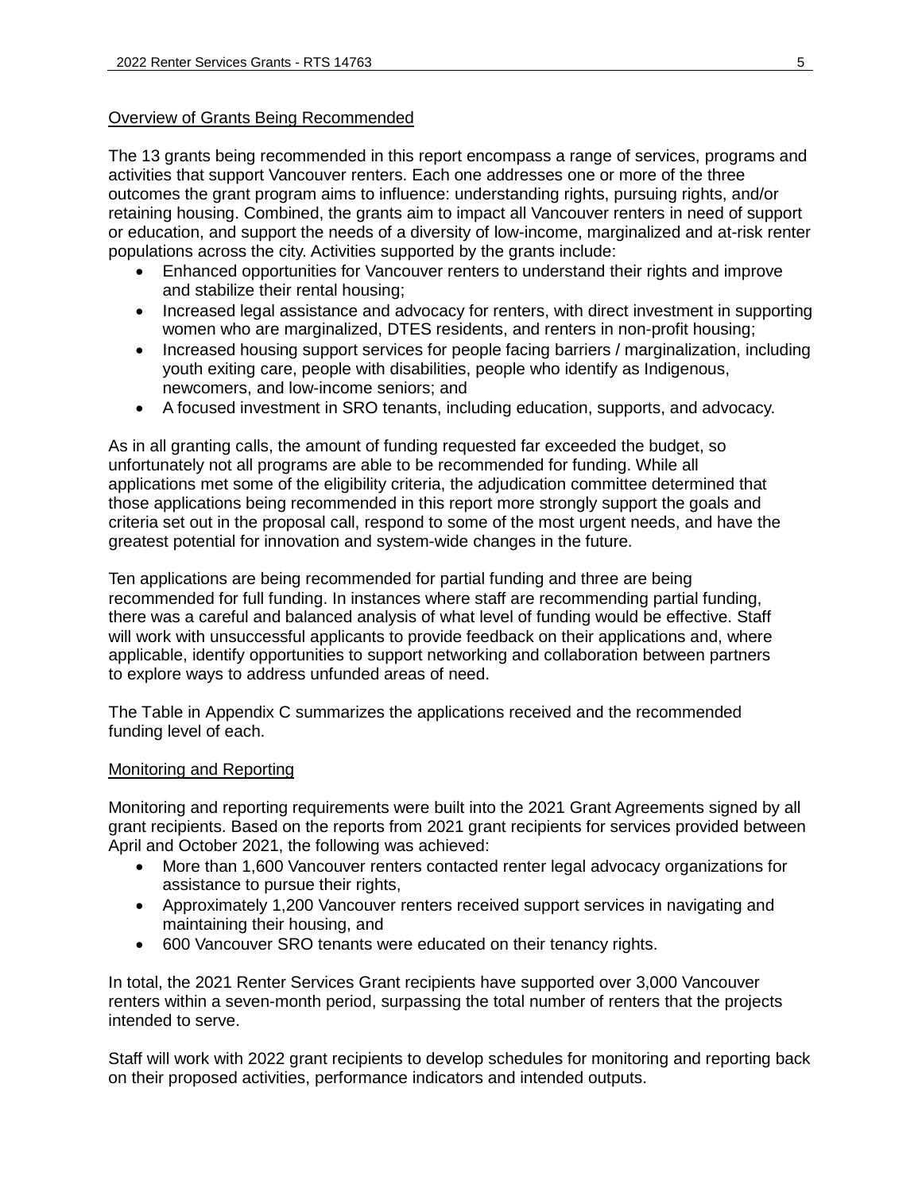## Overview of Grants Being Recommended

The 13 grants being recommended in this report encompass a range of services, programs and activities that support Vancouver renters. Each one addresses one or more of the three outcomes the grant program aims to influence: understanding rights, pursuing rights, and/or retaining housing. Combined, the grants aim to impact all Vancouver renters in need of support or education, and support the needs of a diversity of low-income, marginalized and at-risk renter populations across the city. Activities supported by the grants include:

- Enhanced opportunities for Vancouver renters to understand their rights and improve and stabilize their rental housing;
- Increased legal assistance and advocacy for renters, with direct investment in supporting women who are marginalized, DTES residents, and renters in non-profit housing;
- Increased housing support services for people facing barriers / marginalization, including youth exiting care, people with disabilities, people who identify as Indigenous, newcomers, and low-income seniors; and
- A focused investment in SRO tenants, including education, supports, and advocacy.

As in all granting calls, the amount of funding requested far exceeded the budget, so unfortunately not all programs are able to be recommended for funding. While all applications met some of the eligibility criteria, the adjudication committee determined that those applications being recommended in this report more strongly support the goals and criteria set out in the proposal call, respond to some of the most urgent needs, and have the greatest potential for innovation and system-wide changes in the future.

Ten applications are being recommended for partial funding and three are being recommended for full funding. In instances where staff are recommending partial funding, there was a careful and balanced analysis of what level of funding would be effective. Staff will work with unsuccessful applicants to provide feedback on their applications and, where applicable, identify opportunities to support networking and collaboration between partners to explore ways to address unfunded areas of need.

The Table in Appendix C summarizes the applications received and the recommended funding level of each.

## Monitoring and Reporting

Monitoring and reporting requirements were built into the 2021 Grant Agreements signed by all grant recipients. Based on the reports from 2021 grant recipients for services provided between April and October 2021, the following was achieved:

- More than 1,600 Vancouver renters contacted renter legal advocacy organizations for assistance to pursue their rights,
- Approximately 1,200 Vancouver renters received support services in navigating and maintaining their housing, and
- 600 Vancouver SRO tenants were educated on their tenancy rights.

In total, the 2021 Renter Services Grant recipients have supported over 3,000 Vancouver renters within a seven-month period, surpassing the total number of renters that the projects intended to serve.

Staff will work with 2022 grant recipients to develop schedules for monitoring and reporting back on their proposed activities, performance indicators and intended outputs.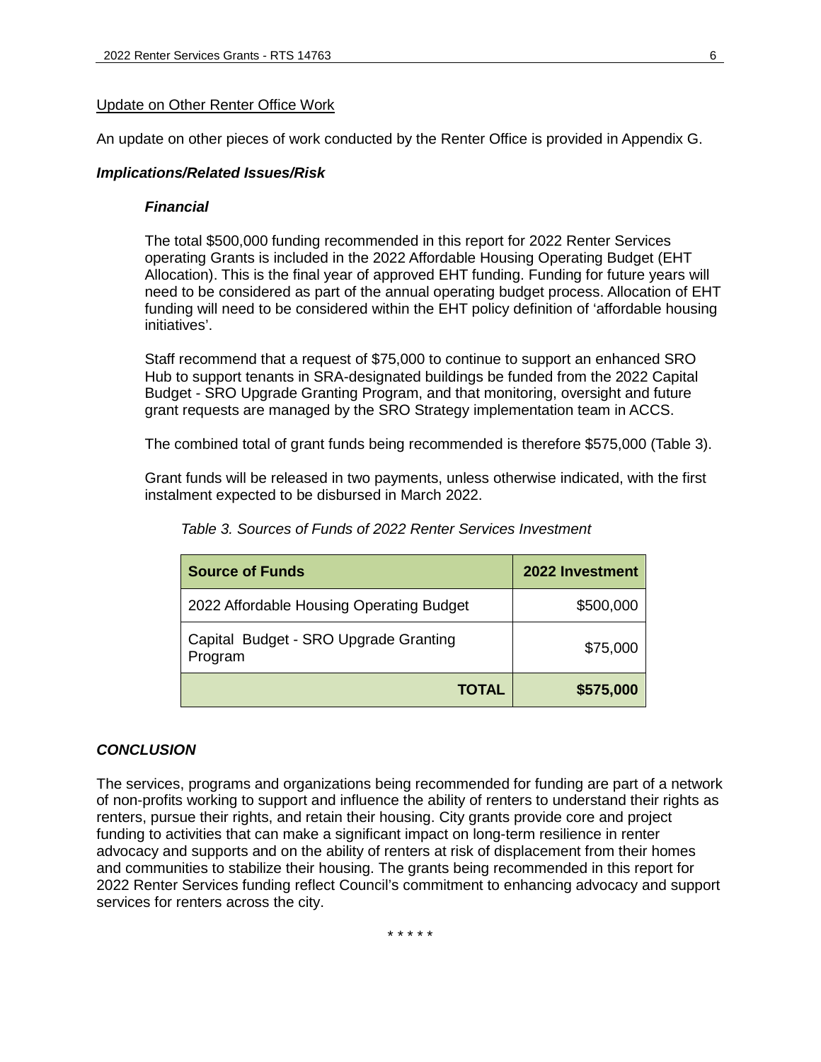Update on Other Renter Office Work

An update on other pieces of work conducted by the Renter Office is provided in Appendix G.

***Implications/Related Issues/Risk***

***Financial***

The total $500,000 funding recommended in this report for 2022 Renter Services operating Grants is included in the 2022 Affordable Housing Operating Budget (EHT Allocation). This is the final year of approved EHT funding. Funding for future years will need to be considered as part of the annual operating budget process. Allocation of EHT funding will need to be considered within the EHT policy definition of 'affordable housing initiatives'.

Staff recommend that a request of $75,000 to continue to support an enhanced SRO Hub to support tenants in SRA-designated buildings be funded from the 2022 Capital Budget - SRO Upgrade Granting Program, and that monitoring, oversight and future grant requests are managed by the SRO Strategy implementation team in ACCS.

The combined total of grant funds being recommended is therefore $575,000 (Table 3).

Grant funds will be released in two payments, unless otherwise indicated, with the first instalment expected to be disbursed in March 2022.

*Table 3. Sources of Funds of 2022 Renter Services Investment*

| Source of Funds | 2022 Investment |
|---|---|
| 2022 Affordable Housing Operating Budget | $500,000 |
| Capital Budget - SRO Upgrade Granting Program | $75,000 |
| **TOTAL** | **$575,000** |

***CONCLUSION***

The services, programs and organizations being recommended for funding are part of a network of non-profits working to support and influence the ability of renters to understand their rights as renters, pursue their rights, and retain their housing. City grants provide core and project funding to activities that can make a significant impact on long-term resilience in renter advocacy and supports and on the ability of renters at risk of displacement from their homes and communities to stabilize their housing. The grants being recommended in this report for 2022 Renter Services funding reflect Council's commitment to enhancing advocacy and support services for renters across the city.

\* \* \* \* \*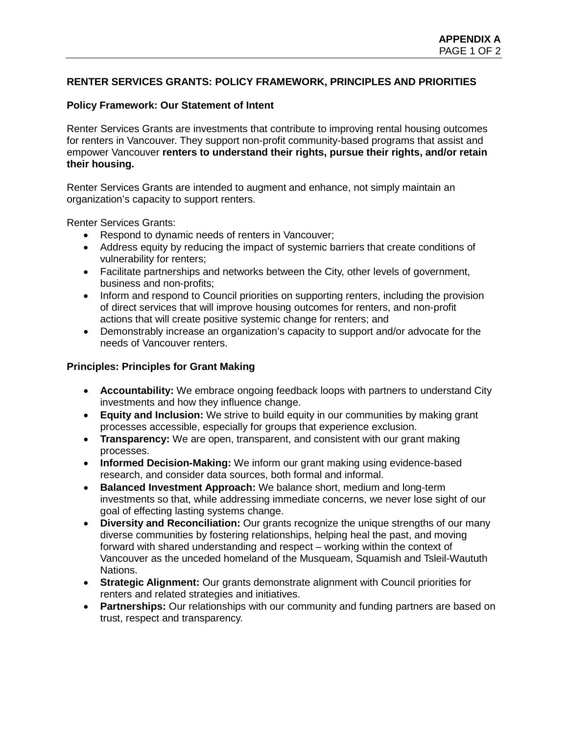**APPENDIX A**

## RENTER SERVICES GRANTS: POLICY FRAMEWORK, PRINCIPLES AND PRIORITIES

### Policy Framework: Our Statement of Intent

Renter Services Grants are investments that contribute to improving rental housing outcomes for renters in Vancouver. They support non-profit community-based programs that assist and empower Vancouver **renters to understand their rights, pursue their rights, and/or retain their housing.**

Renter Services Grants are intended to augment and enhance, not simply maintain an organization's capacity to support renters.

Renter Services Grants:

- Respond to dynamic needs of renters in Vancouver;
- Address equity by reducing the impact of systemic barriers that create conditions of vulnerability for renters;
- Facilitate partnerships and networks between the City, other levels of government, business and non-profits;
- Inform and respond to Council priorities on supporting renters, including the provision of direct services that will improve housing outcomes for renters, and non-profit actions that will create positive systemic change for renters; and
- Demonstrably increase an organization's capacity to support and/or advocate for the needs of Vancouver renters.

### Principles: Principles for Grant Making

- **Accountability:** We embrace ongoing feedback loops with partners to understand City investments and how they influence change.
- **Equity and Inclusion:** We strive to build equity in our communities by making grant processes accessible, especially for groups that experience exclusion.
- **Transparency:** We are open, transparent, and consistent with our grant making processes.
- **Informed Decision-Making:** We inform our grant making using evidence-based research, and consider data sources, both formal and informal.
- **Balanced Investment Approach:** We balance short, medium and long-term investments so that, while addressing immediate concerns, we never lose sight of our goal of effecting lasting systems change.
- **Diversity and Reconciliation:** Our grants recognize the unique strengths of our many diverse communities by fostering relationships, helping heal the past, and moving forward with shared understanding and respect – working within the context of Vancouver as the unceded homeland of the Musqueam, Squamish and Tsleil-Waututh Nations.
- **Strategic Alignment:** Our grants demonstrate alignment with Council priorities for renters and related strategies and initiatives.
- **Partnerships:** Our relationships with our community and funding partners are based on trust, respect and transparency.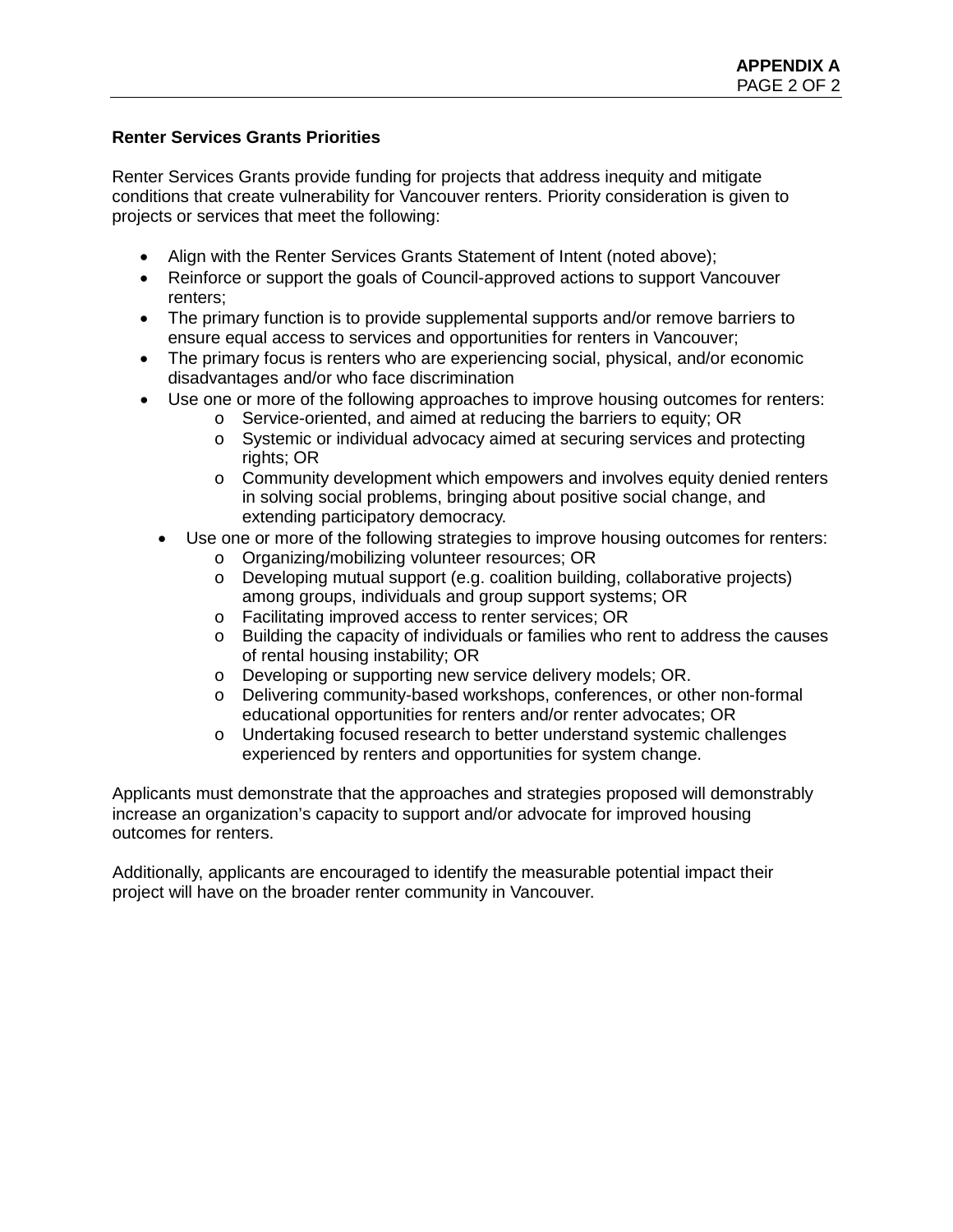**Renter Services Grants Priorities**

Renter Services Grants provide funding for projects that address inequity and mitigate conditions that create vulnerability for Vancouver renters. Priority consideration is given to projects or services that meet the following:

- Align with the Renter Services Grants Statement of Intent (noted above);
- Reinforce or support the goals of Council-approved actions to support Vancouver renters;
- The primary function is to provide supplemental supports and/or remove barriers to ensure equal access to services and opportunities for renters in Vancouver;
- The primary focus is renters who are experiencing social, physical, and/or economic disadvantages and/or who face discrimination
- Use one or more of the following approaches to improve housing outcomes for renters:
  - Service-oriented, and aimed at reducing the barriers to equity; OR
  - Systemic or individual advocacy aimed at securing services and protecting rights; OR
  - Community development which empowers and involves equity denied renters in solving social problems, bringing about positive social change, and extending participatory democracy.
- Use one or more of the following strategies to improve housing outcomes for renters:
  - Organizing/mobilizing volunteer resources; OR
  - Developing mutual support (e.g. coalition building, collaborative projects) among groups, individuals and group support systems; OR
  - Facilitating improved access to renter services; OR
  - Building the capacity of individuals or families who rent to address the causes of rental housing instability; OR
  - Developing or supporting new service delivery models; OR.
  - Delivering community-based workshops, conferences, or other non-formal educational opportunities for renters and/or renter advocates; OR
  - Undertaking focused research to better understand systemic challenges experienced by renters and opportunities for system change.

Applicants must demonstrate that the approaches and strategies proposed will demonstrably increase an organization's capacity to support and/or advocate for improved housing outcomes for renters.

Additionally, applicants are encouraged to identify the measurable potential impact their project will have on the broader renter community in Vancouver.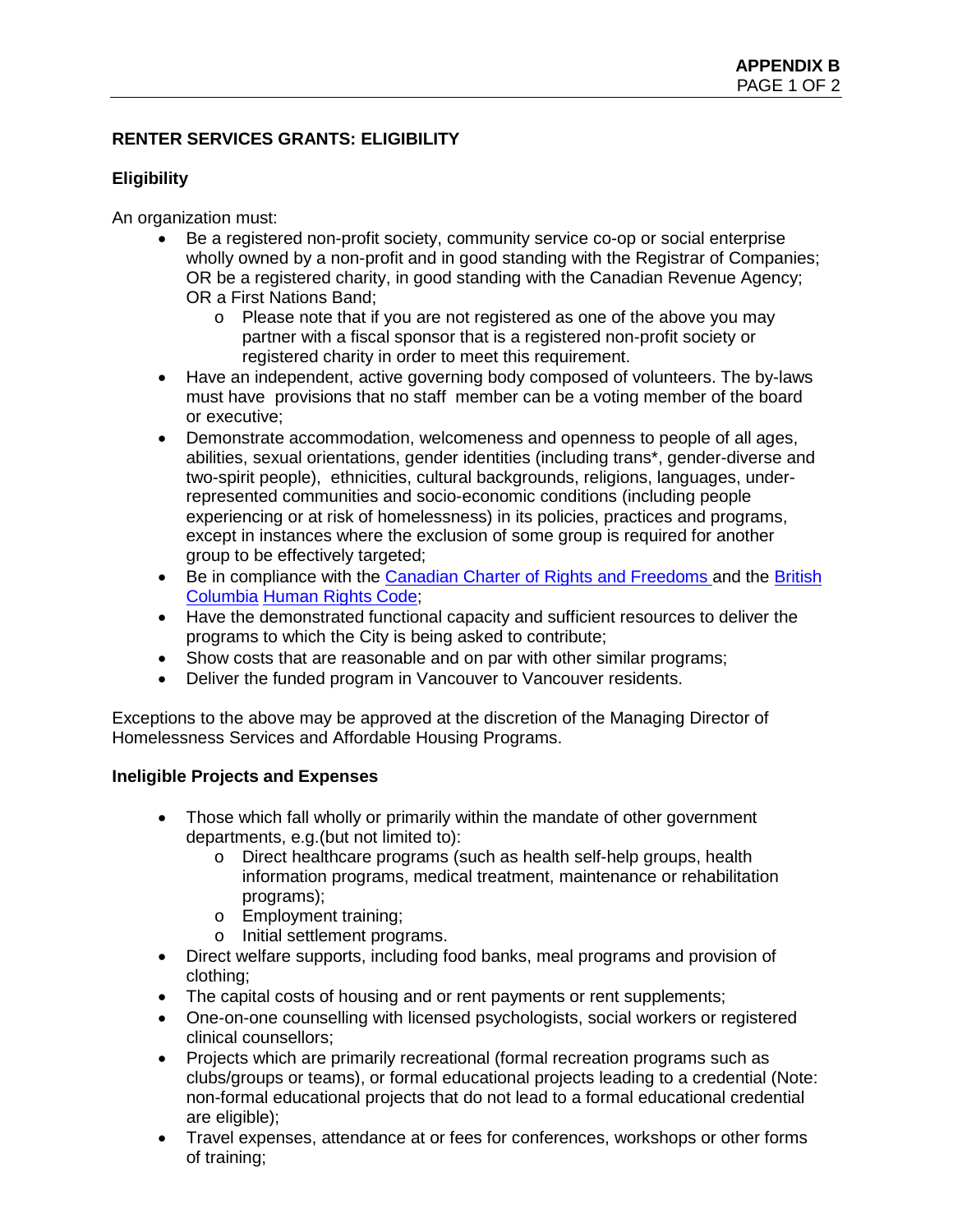## RENTER SERVICES GRANTS: ELIGIBILITY

### Eligibility

An organization must:

- Be a registered non-profit society, community service co-op or social enterprise wholly owned by a non-profit and in good standing with the Registrar of Companies; OR be a registered charity, in good standing with the Canadian Revenue Agency; OR a First Nations Band;
  - Please note that if you are not registered as one of the above you may partner with a fiscal sponsor that is a registered non-profit society or registered charity in order to meet this requirement.
- Have an independent, active governing body composed of volunteers. The by-laws must have provisions that no staff member can be a voting member of the board or executive;
- Demonstrate accommodation, welcomeness and openness to people of all ages, abilities, sexual orientations, gender identities (including trans*, gender-diverse and two-spirit people), ethnicities, cultural backgrounds, religions, languages, under-represented communities and socio-economic conditions (including people experiencing or at risk of homelessness) in its policies, practices and programs, except in instances where the exclusion of some group is required for another group to be effectively targeted;
- Be in compliance with the Canadian Charter of Rights and Freedoms and the British Columbia Human Rights Code;
- Have the demonstrated functional capacity and sufficient resources to deliver the programs to which the City is being asked to contribute;
- Show costs that are reasonable and on par with other similar programs;
- Deliver the funded program in Vancouver to Vancouver residents.

Exceptions to the above may be approved at the discretion of the Managing Director of Homelessness Services and Affordable Housing Programs.

### Ineligible Projects and Expenses

- Those which fall wholly or primarily within the mandate of other government departments, e.g.(but not limited to):
  - Direct healthcare programs (such as health self-help groups, health information programs, medical treatment, maintenance or rehabilitation programs);
  - Employment training;
  - Initial settlement programs.
- Direct welfare supports, including food banks, meal programs and provision of clothing;
- The capital costs of housing and or rent payments or rent supplements;
- One-on-one counselling with licensed psychologists, social workers or registered clinical counsellors;
- Projects which are primarily recreational (formal recreation programs such as clubs/groups or teams), or formal educational projects leading to a credential (Note: non-formal educational projects that do not lead to a formal educational credential are eligible);
- Travel expenses, attendance at or fees for conferences, workshops or other forms of training;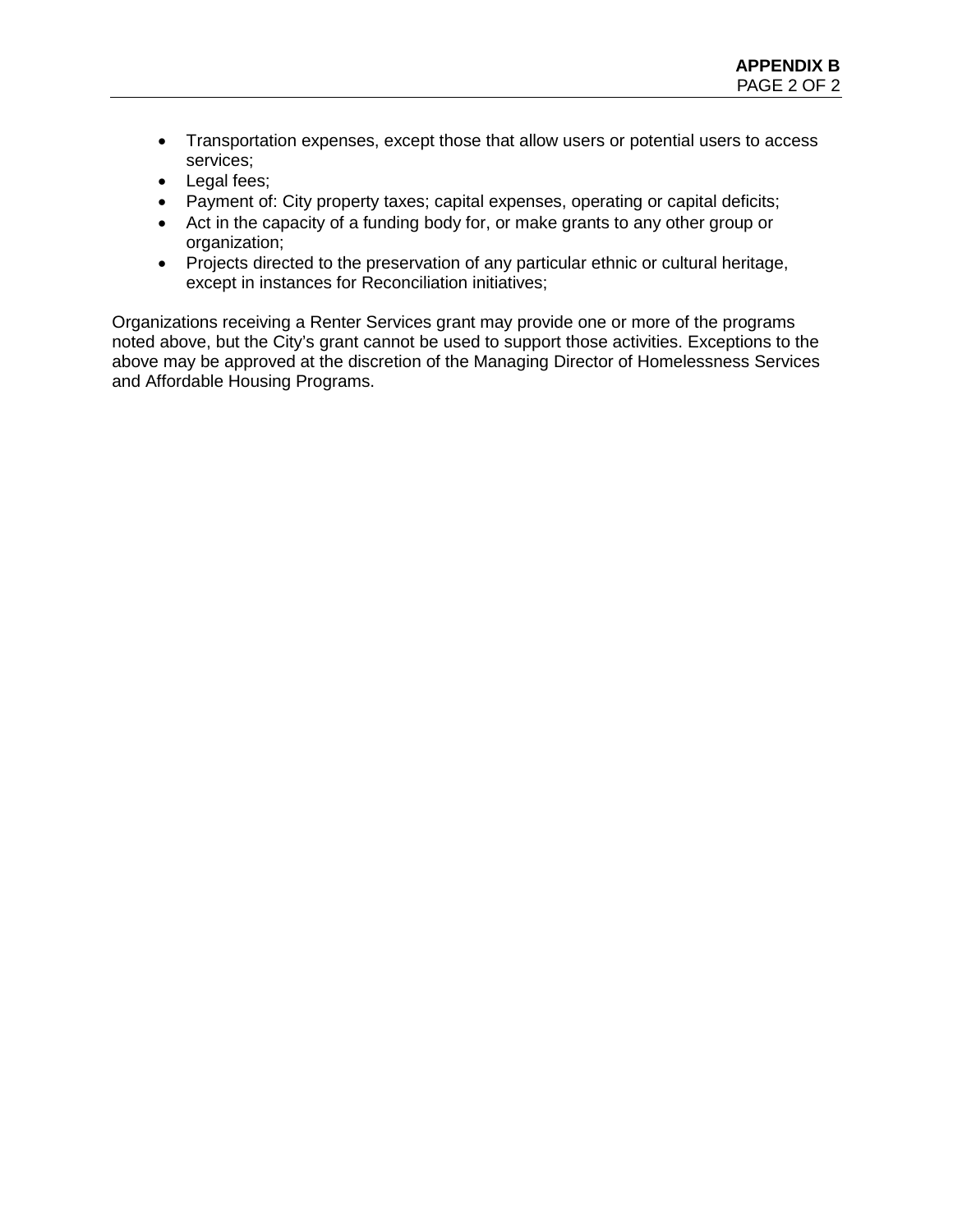- Transportation expenses, except those that allow users or potential users to access services;
- Legal fees;
- Payment of: City property taxes; capital expenses, operating or capital deficits;
- Act in the capacity of a funding body for, or make grants to any other group or organization;
- Projects directed to the preservation of any particular ethnic or cultural heritage, except in instances for Reconciliation initiatives;

Organizations receiving a Renter Services grant may provide one or more of the programs noted above, but the City's grant cannot be used to support those activities. Exceptions to the above may be approved at the discretion of the Managing Director of Homelessness Services and Affordable Housing Programs.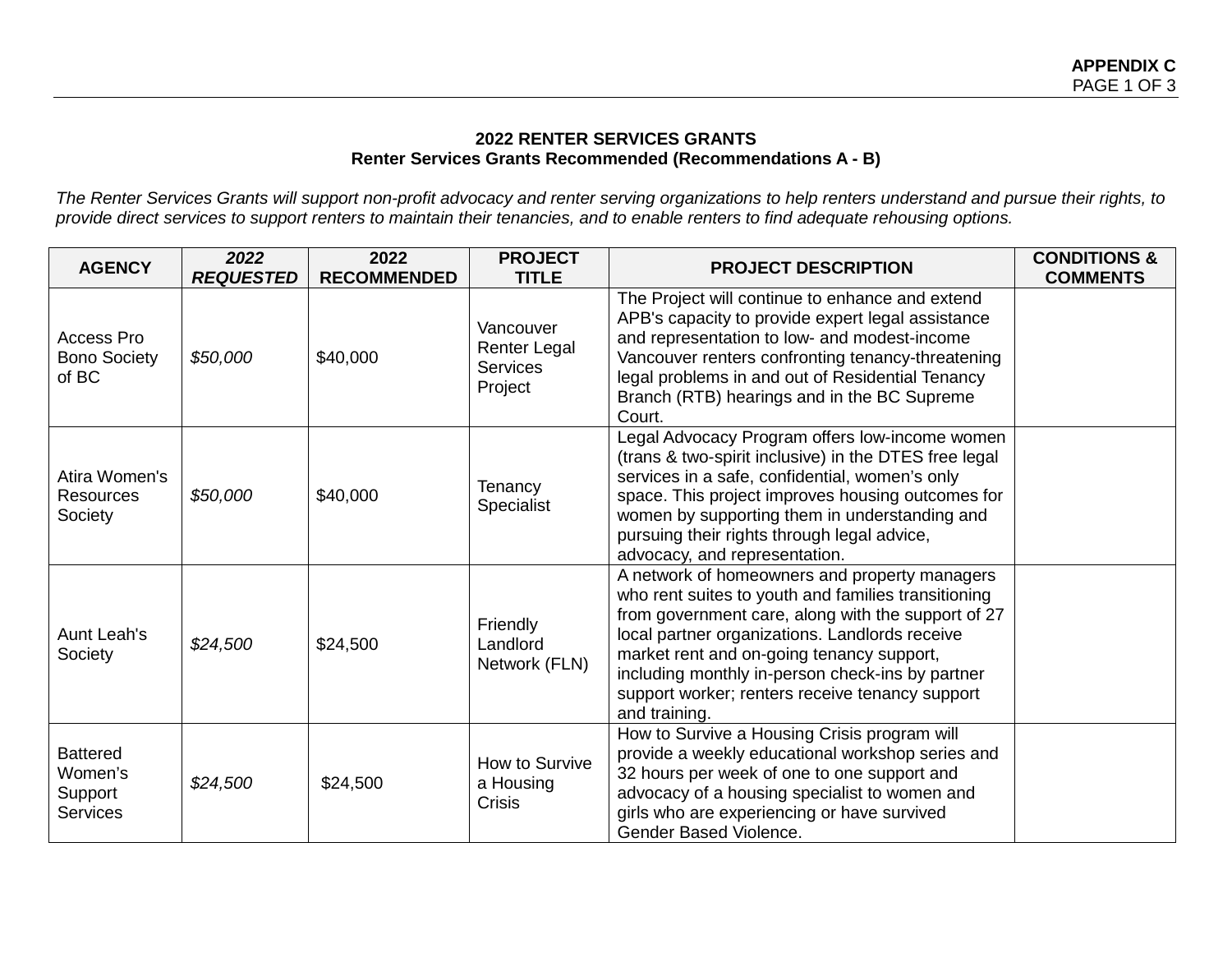**APPENDIX C**

## 2022 RENTER SERVICES GRANTS
### Renter Services Grants Recommended (Recommendations A - B)

*The Renter Services Grants will support non-profit advocacy and renter serving organizations to help renters understand and pursue their rights, to provide direct services to support renters to maintain their tenancies, and to enable renters to find adequate rehousing options.*

| AGENCY | *2022 REQUESTED* | 2022 RECOMMENDED | PROJECT TITLE | PROJECT DESCRIPTION | CONDITIONS & COMMENTS |
|---|---|---|---|---|---|
| Access Pro Bono Society of BC | *$50,000* | $40,000 | Vancouver Renter Legal Services Project | The Project will continue to enhance and extend APB's capacity to provide expert legal assistance and representation to low- and modest-income Vancouver renters confronting tenancy-threatening legal problems in and out of Residential Tenancy Branch (RTB) hearings and in the BC Supreme Court. | |
| Atira Women's Resources Society | *$50,000* | $40,000 | Tenancy Specialist | Legal Advocacy Program offers low-income women (trans & two-spirit inclusive) in the DTES free legal services in a safe, confidential, women's only space. This project improves housing outcomes for women by supporting them in understanding and pursuing their rights through legal advice, advocacy, and representation. | |
| Aunt Leah's Society | *$24,500* | $24,500 | Friendly Landlord Network (FLN) | A network of homeowners and property managers who rent suites to youth and families transitioning from government care, along with the support of 27 local partner organizations. Landlords receive market rent and on-going tenancy support, including monthly in-person check-ins by partner support worker; renters receive tenancy support and training. | |
| Battered Women's Support Services | *$24,500* | $24,500 | How to Survive a Housing Crisis | How to Survive a Housing Crisis program will provide a weekly educational workshop series and 32 hours per week of one to one support and advocacy of a housing specialist to women and girls who are experiencing or have survived Gender Based Violence. | |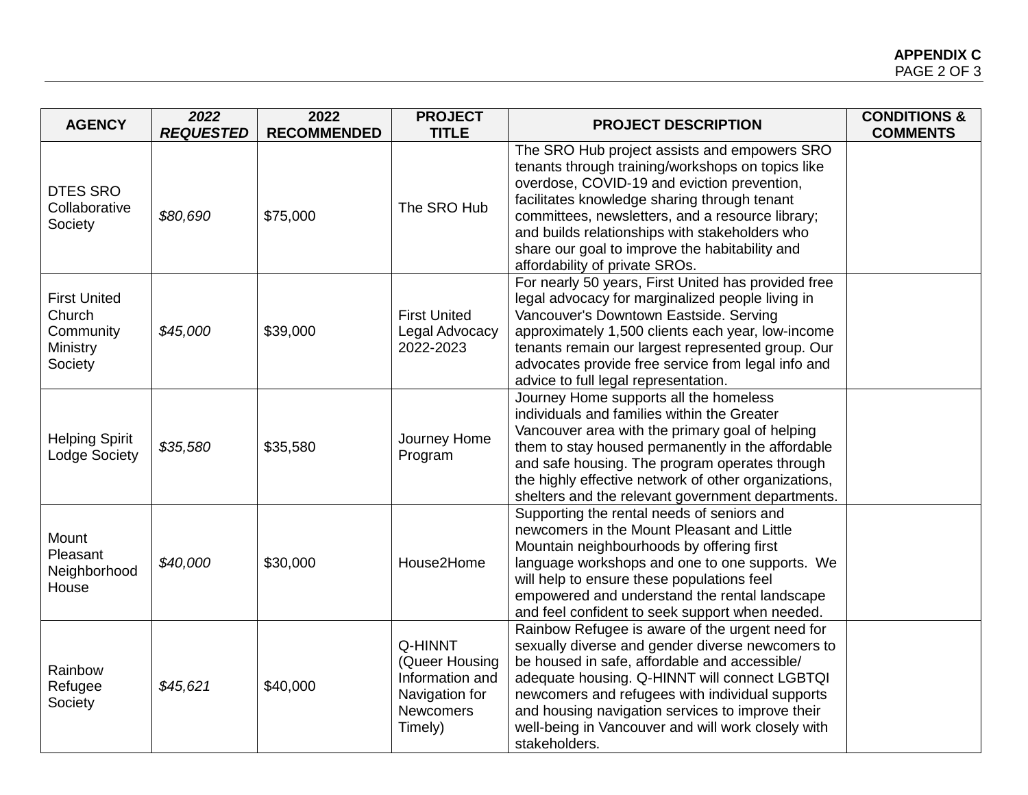| AGENCY | *2022 REQUESTED* | 2022 RECOMMENDED | PROJECT TITLE | PROJECT DESCRIPTION | CONDITIONS & COMMENTS |
|---|---|---|---|---|---|
| DTES SRO Collaborative Society | *$80,690* | $75,000 | The SRO Hub | The SRO Hub project assists and empowers SRO tenants through training/workshops on topics like overdose, COVID-19 and eviction prevention, facilitates knowledge sharing through tenant committees, newsletters, and a resource library; and builds relationships with stakeholders who share our goal to improve the habitability and affordability of private SROs. | |
| First United Church Community Ministry Society | *$45,000* | $39,000 | First United Legal Advocacy 2022-2023 | For nearly 50 years, First United has provided free legal advocacy for marginalized people living in Vancouver's Downtown Eastside. Serving approximately 1,500 clients each year, low-income tenants remain our largest represented group. Our advocates provide free service from legal info and advice to full legal representation. | |
| Helping Spirit Lodge Society | *$35,580* | $35,580 | Journey Home Program | Journey Home supports all the homeless individuals and families within the Greater Vancouver area with the primary goal of helping them to stay housed permanently in the affordable and safe housing. The program operates through the highly effective network of other organizations, shelters and the relevant government departments. | |
| Mount Pleasant Neighborhood House | *$40,000* | $30,000 | House2Home | Supporting the rental needs of seniors and newcomers in the Mount Pleasant and Little Mountain neighbourhoods by offering first language workshops and one to one supports. We will help to ensure these populations feel empowered and understand the rental landscape and feel confident to seek support when needed. | |
| Rainbow Refugee Society | *$45,621* | $40,000 | Q-HINNT (Queer Housing Information and Navigation for Newcomers Timely) | Rainbow Refugee is aware of the urgent need for sexually diverse and gender diverse newcomers to be housed in safe, affordable and accessible/ adequate housing. Q-HINNT will connect LGBTQI newcomers and refugees with individual supports and housing navigation services to improve their well-being in Vancouver and will work closely with stakeholders. | |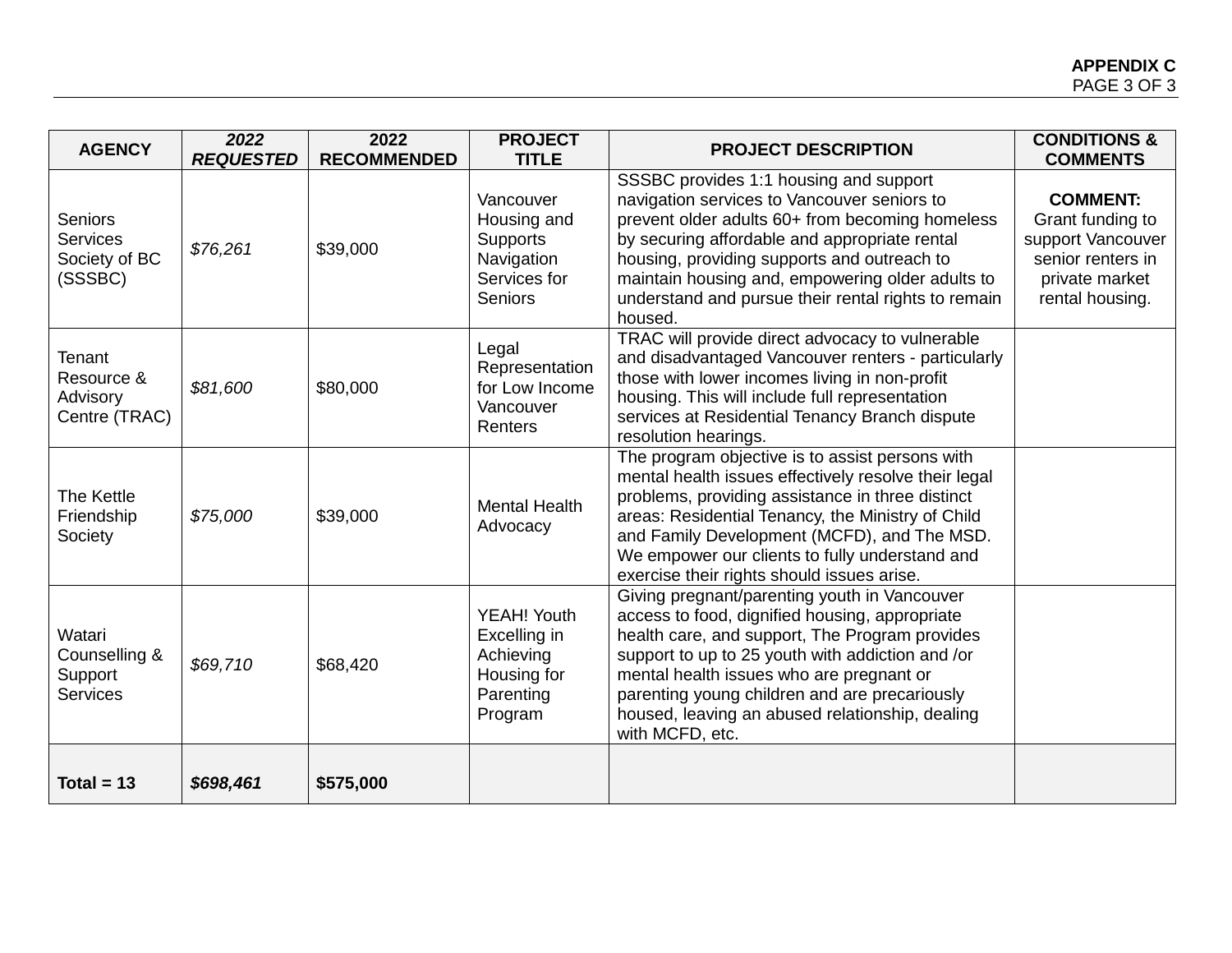**APPENDIX C**

| AGENCY | *2022 REQUESTED* | 2022 RECOMMENDED | PROJECT TITLE | PROJECT DESCRIPTION | CONDITIONS & COMMENTS |
|---|---|---|---|---|---|
| Seniors Services Society of BC (SSSBC) | *$76,261* | $39,000 | Vancouver Housing and Supports Navigation Services for Seniors | SSSBC provides 1:1 housing and support navigation services to Vancouver seniors to prevent older adults 60+ from becoming homeless by securing affordable and appropriate rental housing, providing supports and outreach to maintain housing and, empowering older adults to understand and pursue their rental rights to remain housed. | **COMMENT:** Grant funding to support Vancouver senior renters in private market rental housing. |
| Tenant Resource & Advisory Centre (TRAC) | *$81,600* | $80,000 | Legal Representation for Low Income Vancouver Renters | TRAC will provide direct advocacy to vulnerable and disadvantaged Vancouver renters - particularly those with lower incomes living in non-profit housing. This will include full representation services at Residential Tenancy Branch dispute resolution hearings. | |
| The Kettle Friendship Society | *$75,000* | $39,000 | Mental Health Advocacy | The program objective is to assist persons with mental health issues effectively resolve their legal problems, providing assistance in three distinct areas: Residential Tenancy, the Ministry of Child and Family Development (MCFD), and The MSD. We empower our clients to fully understand and exercise their rights should issues arise. | |
| Watari Counselling & Support Services | *$69,710* | $68,420 | YEAH! Youth Excelling in Achieving Housing for Parenting Program | Giving pregnant/parenting youth in Vancouver access to food, dignified housing, appropriate health care, and support, The Program provides support to up to 25 youth with addiction and /or mental health issues who are pregnant or parenting young children and are precariously housed, leaving an abused relationship, dealing with MCFD, etc. | |
| **Total = 13** | ***$698,461*** | **$575,000** | | | |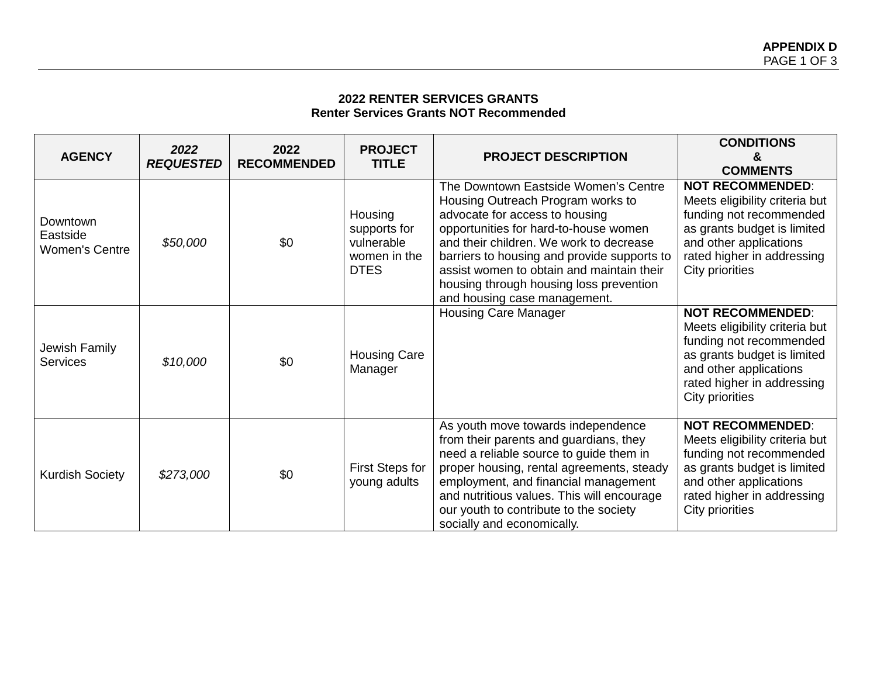**APPENDIX D**

## 2022 RENTER SERVICES GRANTS
## Renter Services Grants NOT Recommended

| AGENCY | *2022 REQUESTED* | 2022 RECOMMENDED | PROJECT TITLE | PROJECT DESCRIPTION | CONDITIONS & COMMENTS |
|---|---|---|---|---|---|
| Downtown Eastside Women's Centre | *$50,000* | $0 | Housing supports for vulnerable women in the DTES | The Downtown Eastside Women's Centre Housing Outreach Program works to advocate for access to housing opportunities for hard-to-house women and their children. We work to decrease barriers to housing and provide supports to assist women to obtain and maintain their housing through housing loss prevention and housing case management. | **NOT RECOMMENDED**: Meets eligibility criteria but funding not recommended as grants budget is limited and other applications rated higher in addressing City priorities |
| Jewish Family Services | *$10,000* | $0 | Housing Care Manager | Housing Care Manager | **NOT RECOMMENDED**: Meets eligibility criteria but funding not recommended as grants budget is limited and other applications rated higher in addressing City priorities |
| Kurdish Society | *$273,000* | $0 | First Steps for young adults | As youth move towards independence from their parents and guardians, they need a reliable source to guide them in proper housing, rental agreements, steady employment, and financial management and nutritious values. This will encourage our youth to contribute to the society socially and economically. | **NOT RECOMMENDED**: Meets eligibility criteria but funding not recommended as grants budget is limited and other applications rated higher in addressing City priorities |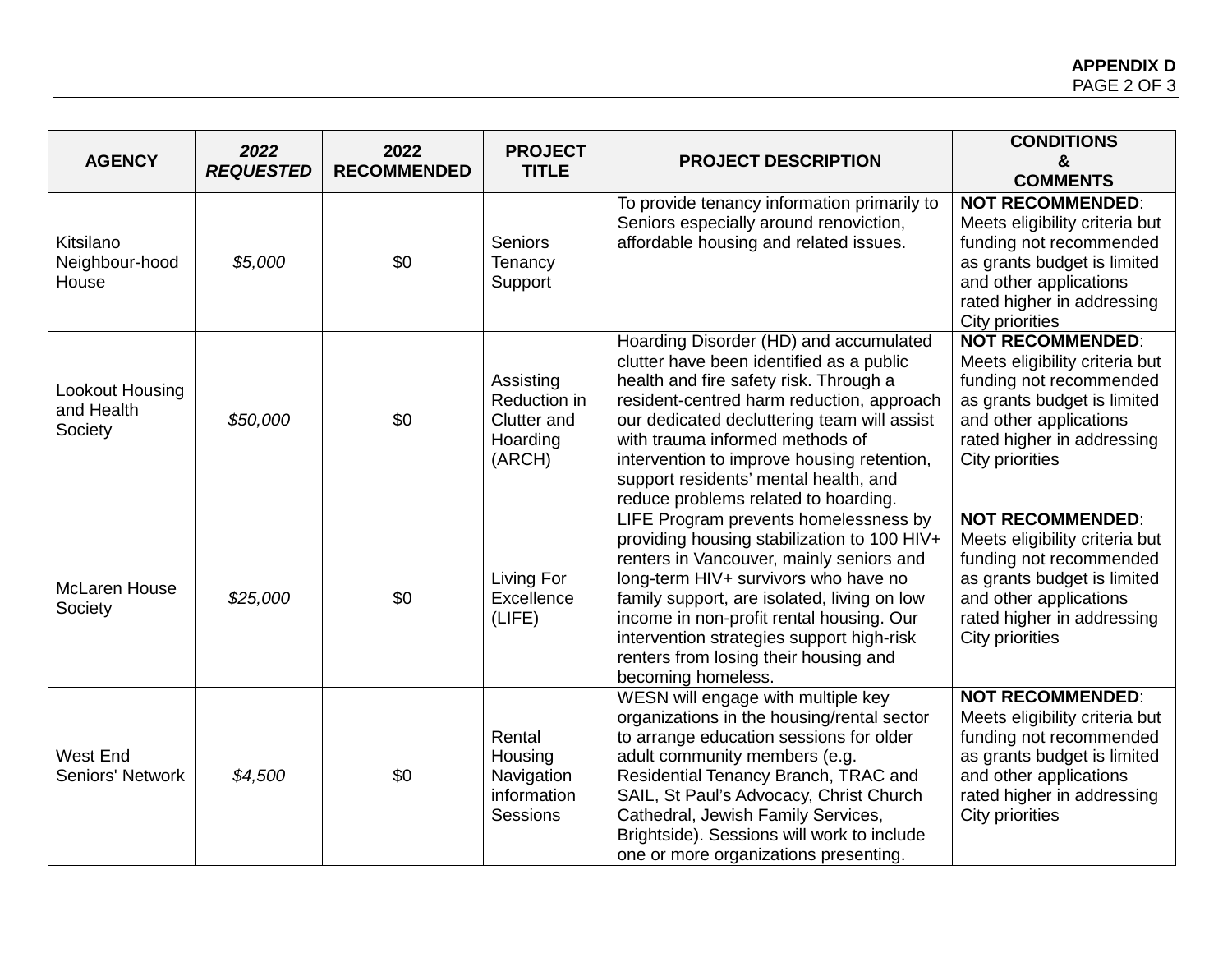**APPENDIX D**

| AGENCY | *2022 REQUESTED* | 2022 RECOMMENDED | PROJECT TITLE | PROJECT DESCRIPTION | CONDITIONS & COMMENTS |
|---|---|---|---|---|---|
| Kitsilano Neighbour-hood House | *$5,000* | $0 | Seniors Tenancy Support | To provide tenancy information primarily to Seniors especially around renoviction, affordable housing and related issues. | **NOT RECOMMENDED**: Meets eligibility criteria but funding not recommended as grants budget is limited and other applications rated higher in addressing City priorities |
| Lookout Housing and Health Society | *$50,000* | $0 | Assisting Reduction in Clutter and Hoarding (ARCH) | Hoarding Disorder (HD) and accumulated clutter have been identified as a public health and fire safety risk. Through a resident-centred harm reduction, approach our dedicated decluttering team will assist with trauma informed methods of intervention to improve housing retention, support residents' mental health, and reduce problems related to hoarding. | **NOT RECOMMENDED**: Meets eligibility criteria but funding not recommended as grants budget is limited and other applications rated higher in addressing City priorities |
| McLaren House Society | *$25,000* | $0 | Living For Excellence (LIFE) | LIFE Program prevents homelessness by providing housing stabilization to 100 HIV+ renters in Vancouver, mainly seniors and long-term HIV+ survivors who have no family support, are isolated, living on low income in non-profit rental housing. Our intervention strategies support high-risk renters from losing their housing and becoming homeless. | **NOT RECOMMENDED**: Meets eligibility criteria but funding not recommended as grants budget is limited and other applications rated higher in addressing City priorities |
| West End Seniors' Network | *$4,500* | $0 | Rental Housing Navigation information Sessions | WESN will engage with multiple key organizations in the housing/rental sector to arrange education sessions for older adult community members (e.g. Residential Tenancy Branch, TRAC and SAIL, St Paul's Advocacy, Christ Church Cathedral, Jewish Family Services, Brightside). Sessions will work to include one or more organizations presenting. | **NOT RECOMMENDED**: Meets eligibility criteria but funding not recommended as grants budget is limited and other applications rated higher in addressing City priorities |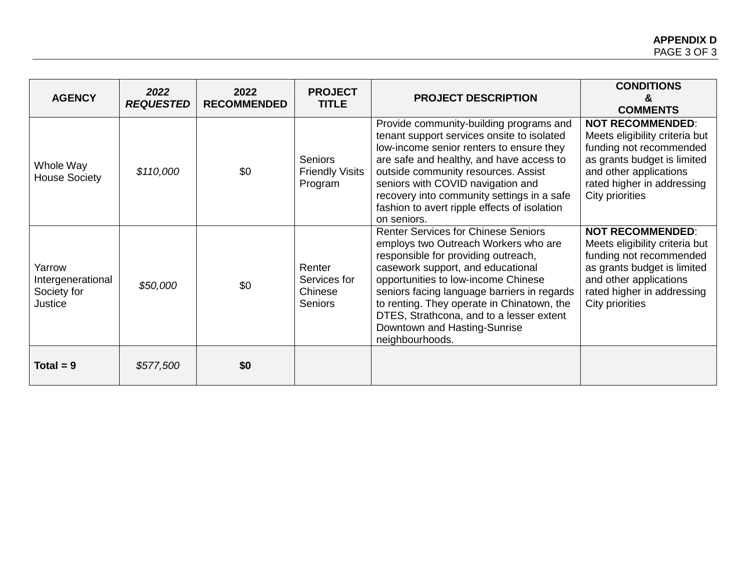| AGENCY | *2022 REQUESTED* | 2022 RECOMMENDED | PROJECT TITLE | PROJECT DESCRIPTION | CONDITIONS & COMMENTS |
|---|---|---|---|---|---|
| Whole Way House Society | *$110,000* | $0 | Seniors Friendly Visits Program | Provide community-building programs and tenant support services onsite to isolated low-income senior renters to ensure they are safe and healthy, and have access to outside community resources. Assist seniors with COVID navigation and recovery into community settings in a safe fashion to avert ripple effects of isolation on seniors. | **NOT RECOMMENDED**: Meets eligibility criteria but funding not recommended as grants budget is limited and other applications rated higher in addressing City priorities |
| Yarrow Intergenerational Society for Justice | *$50,000* | $0 | Renter Services for Chinese Seniors | Renter Services for Chinese Seniors employs two Outreach Workers who are responsible for providing outreach, casework support, and educational opportunities to low-income Chinese seniors facing language barriers in regards to renting. They operate in Chinatown, the DTES, Strathcona, and to a lesser extent Downtown and Hasting-Sunrise neighbourhoods. | **NOT RECOMMENDED**: Meets eligibility criteria but funding not recommended as grants budget is limited and other applications rated higher in addressing City priorities |
| **Total = 9** | *$577,500* | **$0** | | | |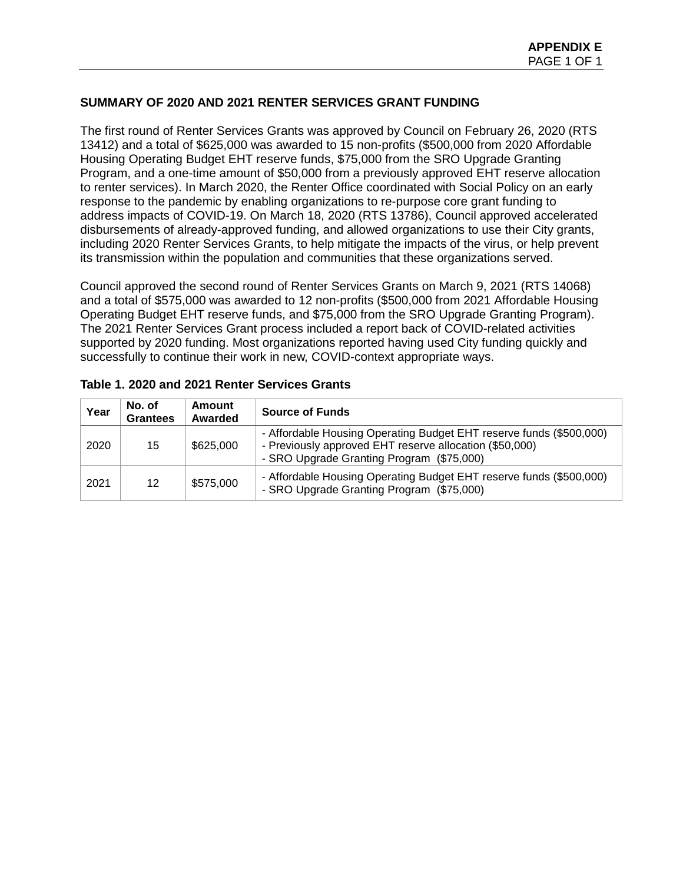**APPENDIX E**

## SUMMARY OF 2020 AND 2021 RENTER SERVICES GRANT FUNDING

The first round of Renter Services Grants was approved by Council on February 26, 2020 (RTS 13412) and a total of $625,000 was awarded to 15 non-profits ($500,000 from 2020 Affordable Housing Operating Budget EHT reserve funds, $75,000 from the SRO Upgrade Granting Program, and a one-time amount of $50,000 from a previously approved EHT reserve allocation to renter services). In March 2020, the Renter Office coordinated with Social Policy on an early response to the pandemic by enabling organizations to re-purpose core grant funding to address impacts of COVID-19. On March 18, 2020 (RTS 13786), Council approved accelerated disbursements of already-approved funding, and allowed organizations to use their City grants, including 2020 Renter Services Grants, to help mitigate the impacts of the virus, or help prevent its transmission within the population and communities that these organizations served.

Council approved the second round of Renter Services Grants on March 9, 2021 (RTS 14068) and a total of $575,000 was awarded to 12 non-profits ($500,000 from 2021 Affordable Housing Operating Budget EHT reserve funds, and $75,000 from the SRO Upgrade Granting Program). The 2021 Renter Services Grant process included a report back of COVID-related activities supported by 2020 funding. Most organizations reported having used City funding quickly and successfully to continue their work in new, COVID-context appropriate ways.

**Table 1. 2020 and 2021 Renter Services Grants**

| Year | No. of Grantees | Amount Awarded | Source of Funds |
|---|---|---|---|
| 2020 | 15 | $625,000 | - Affordable Housing Operating Budget EHT reserve funds ($500,000)<br>- Previously approved EHT reserve allocation ($50,000)<br>- SRO Upgrade Granting Program ($75,000) |
| 2021 | 12 | $575,000 | - Affordable Housing Operating Budget EHT reserve funds ($500,000)<br>- SRO Upgrade Granting Program ($75,000) |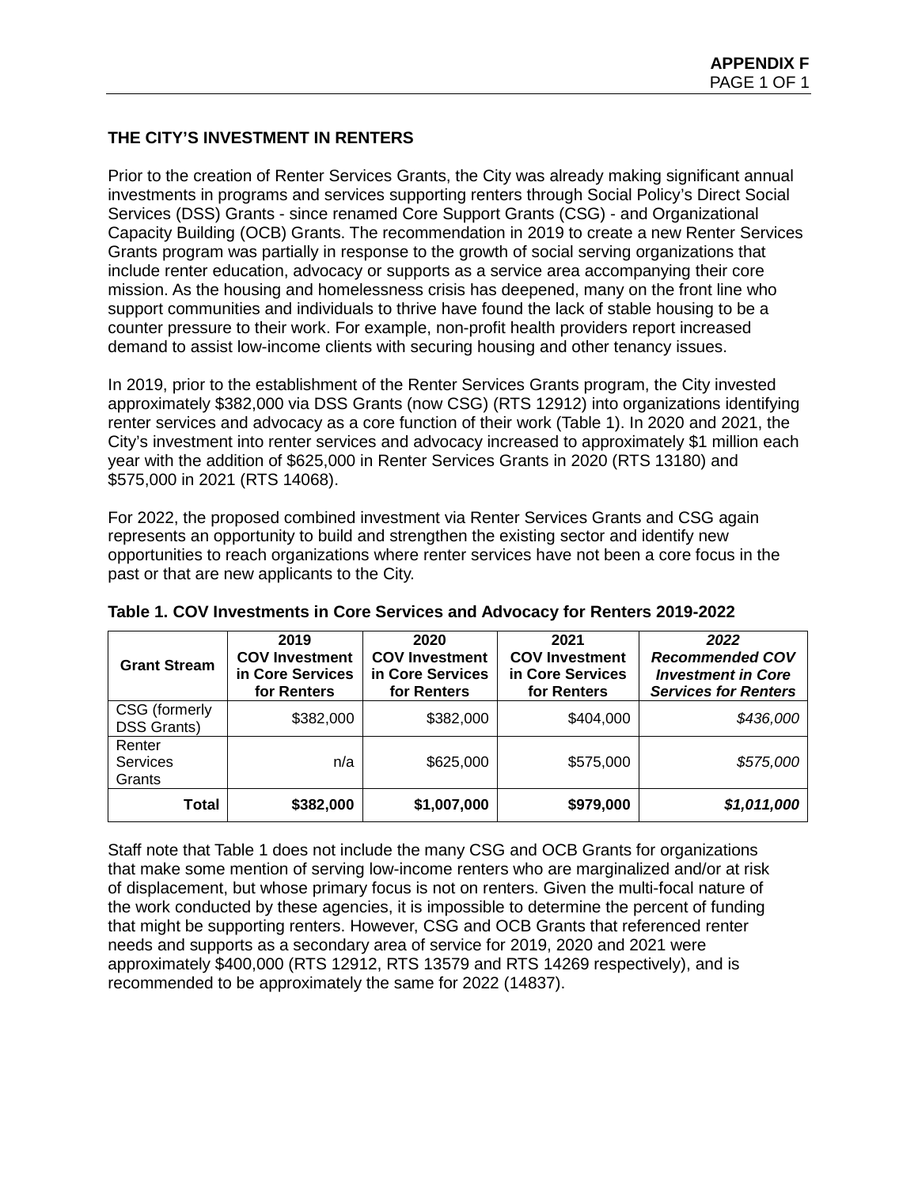**APPENDIX F**

## THE CITY'S INVESTMENT IN RENTERS

Prior to the creation of Renter Services Grants, the City was already making significant annual investments in programs and services supporting renters through Social Policy's Direct Social Services (DSS) Grants - since renamed Core Support Grants (CSG) - and Organizational Capacity Building (OCB) Grants. The recommendation in 2019 to create a new Renter Services Grants program was partially in response to the growth of social serving organizations that include renter education, advocacy or supports as a service area accompanying their core mission. As the housing and homelessness crisis has deepened, many on the front line who support communities and individuals to thrive have found the lack of stable housing to be a counter pressure to their work. For example, non-profit health providers report increased demand to assist low-income clients with securing housing and other tenancy issues.

In 2019, prior to the establishment of the Renter Services Grants program, the City invested approximately $382,000 via DSS Grants (now CSG) (RTS 12912) into organizations identifying renter services and advocacy as a core function of their work (Table 1). In 2020 and 2021, the City's investment into renter services and advocacy increased to approximately $1 million each year with the addition of $625,000 in Renter Services Grants in 2020 (RTS 13180) and $575,000 in 2021 (RTS 14068).

For 2022, the proposed combined investment via Renter Services Grants and CSG again represents an opportunity to build and strengthen the existing sector and identify new opportunities to reach organizations where renter services have not been a core focus in the past or that are new applicants to the City.

**Table 1. COV Investments in Core Services and Advocacy for Renters 2019-2022**

| Grant Stream | 2019 COV Investment in Core Services for Renters | 2020 COV Investment in Core Services for Renters | 2021 COV Investment in Core Services for Renters | *2022 Recommended COV Investment in Core Services for Renters* |
|---|---|---|---|---|
| CSG (formerly DSS Grants) | $382,000 | $382,000 | $404,000 | *$436,000* |
| Renter Services Grants | n/a | $625,000 | $575,000 | *$575,000* |
| **Total** | **$382,000** | **$1,007,000** | **$979,000** | ***$1,011,000*** |

Staff note that Table 1 does not include the many CSG and OCB Grants for organizations that make some mention of serving low-income renters who are marginalized and/or at risk of displacement, but whose primary focus is not on renters. Given the multi-focal nature of the work conducted by these agencies, it is impossible to determine the percent of funding that might be supporting renters. However, CSG and OCB Grants that referenced renter needs and supports as a secondary area of service for 2019, 2020 and 2021 were approximately $400,000 (RTS 12912, RTS 13579 and RTS 14269 respectively), and is recommended to be approximately the same for 2022 (14837).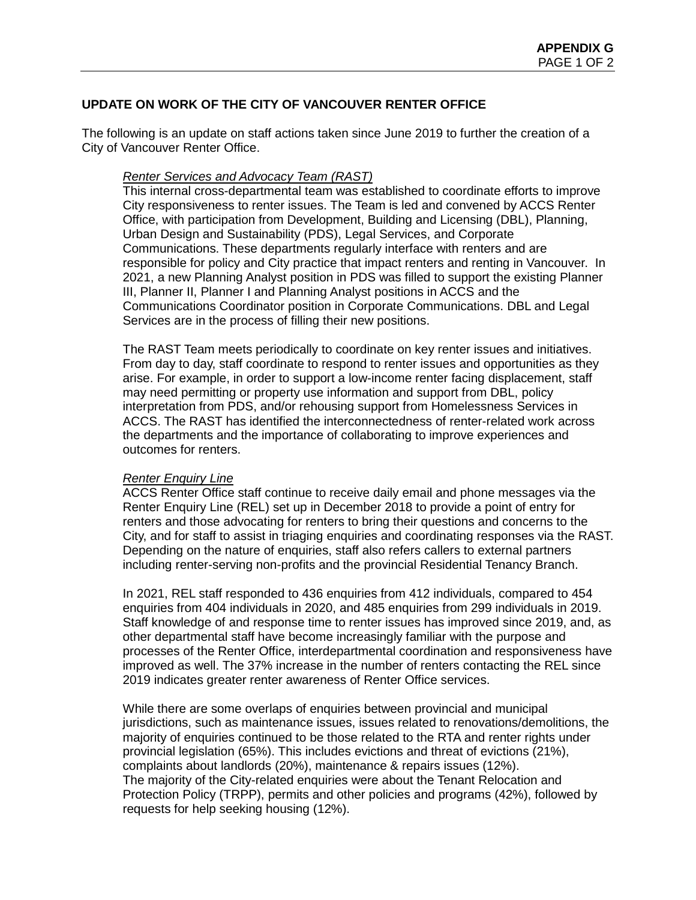## UPDATE ON WORK OF THE CITY OF VANCOUVER RENTER OFFICE

The following is an update on staff actions taken since June 2019 to further the creation of a City of Vancouver Renter Office.

*Renter Services and Advocacy Team (RAST)*

This internal cross-departmental team was established to coordinate efforts to improve City responsiveness to renter issues. The Team is led and convened by ACCS Renter Office, with participation from Development, Building and Licensing (DBL), Planning, Urban Design and Sustainability (PDS), Legal Services, and Corporate Communications. These departments regularly interface with renters and are responsible for policy and City practice that impact renters and renting in Vancouver. In 2021, a new Planning Analyst position in PDS was filled to support the existing Planner III, Planner II, Planner I and Planning Analyst positions in ACCS and the Communications Coordinator position in Corporate Communications. DBL and Legal Services are in the process of filling their new positions.

The RAST Team meets periodically to coordinate on key renter issues and initiatives. From day to day, staff coordinate to respond to renter issues and opportunities as they arise. For example, in order to support a low-income renter facing displacement, staff may need permitting or property use information and support from DBL, policy interpretation from PDS, and/or rehousing support from Homelessness Services in ACCS. The RAST has identified the interconnectedness of renter-related work across the departments and the importance of collaborating to improve experiences and outcomes for renters.

*Renter Enquiry Line*

ACCS Renter Office staff continue to receive daily email and phone messages via the Renter Enquiry Line (REL) set up in December 2018 to provide a point of entry for renters and those advocating for renters to bring their questions and concerns to the City, and for staff to assist in triaging enquiries and coordinating responses via the RAST. Depending on the nature of enquiries, staff also refers callers to external partners including renter-serving non-profits and the provincial Residential Tenancy Branch.

In 2021, REL staff responded to 436 enquiries from 412 individuals, compared to 454 enquiries from 404 individuals in 2020, and 485 enquiries from 299 individuals in 2019. Staff knowledge of and response time to renter issues has improved since 2019, and, as other departmental staff have become increasingly familiar with the purpose and processes of the Renter Office, interdepartmental coordination and responsiveness have improved as well. The 37% increase in the number of renters contacting the REL since 2019 indicates greater renter awareness of Renter Office services.

While there are some overlaps of enquiries between provincial and municipal jurisdictions, such as maintenance issues, issues related to renovations/demolitions, the majority of enquiries continued to be those related to the RTA and renter rights under provincial legislation (65%). This includes evictions and threat of evictions (21%), complaints about landlords (20%), maintenance & repairs issues (12%).
The majority of the City-related enquiries were about the Tenant Relocation and Protection Policy (TRPP), permits and other policies and programs (42%), followed by requests for help seeking housing (12%).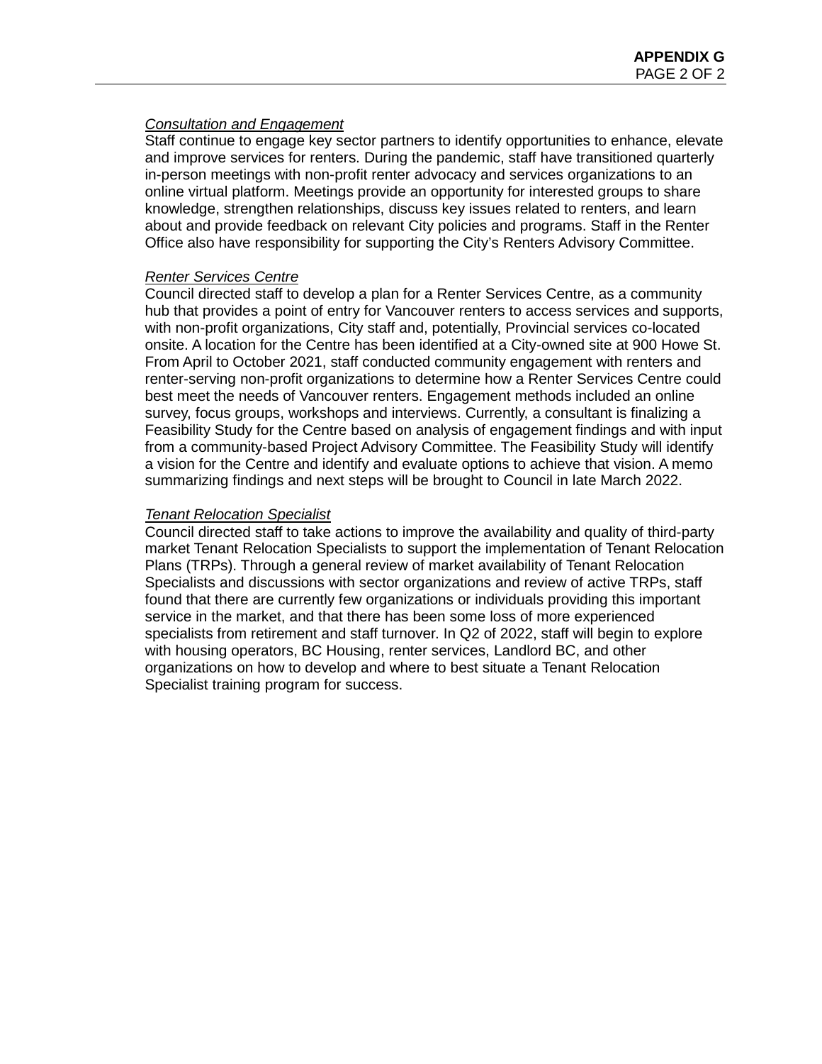*Consultation and Engagement*

Staff continue to engage key sector partners to identify opportunities to enhance, elevate and improve services for renters. During the pandemic, staff have transitioned quarterly in-person meetings with non-profit renter advocacy and services organizations to an online virtual platform. Meetings provide an opportunity for interested groups to share knowledge, strengthen relationships, discuss key issues related to renters, and learn about and provide feedback on relevant City policies and programs. Staff in the Renter Office also have responsibility for supporting the City's Renters Advisory Committee.

*Renter Services Centre*

Council directed staff to develop a plan for a Renter Services Centre, as a community hub that provides a point of entry for Vancouver renters to access services and supports, with non-profit organizations, City staff and, potentially, Provincial services co-located onsite. A location for the Centre has been identified at a City-owned site at 900 Howe St. From April to October 2021, staff conducted community engagement with renters and renter-serving non-profit organizations to determine how a Renter Services Centre could best meet the needs of Vancouver renters. Engagement methods included an online survey, focus groups, workshops and interviews. Currently, a consultant is finalizing a Feasibility Study for the Centre based on analysis of engagement findings and with input from a community-based Project Advisory Committee. The Feasibility Study will identify a vision for the Centre and identify and evaluate options to achieve that vision. A memo summarizing findings and next steps will be brought to Council in late March 2022.

*Tenant Relocation Specialist*

Council directed staff to take actions to improve the availability and quality of third-party market Tenant Relocation Specialists to support the implementation of Tenant Relocation Plans (TRPs). Through a general review of market availability of Tenant Relocation Specialists and discussions with sector organizations and review of active TRPs, staff found that there are currently few organizations or individuals providing this important service in the market, and that there has been some loss of more experienced specialists from retirement and staff turnover. In Q2 of 2022, staff will begin to explore with housing operators, BC Housing, renter services, Landlord BC, and other organizations on how to develop and where to best situate a Tenant Relocation Specialist training program for success.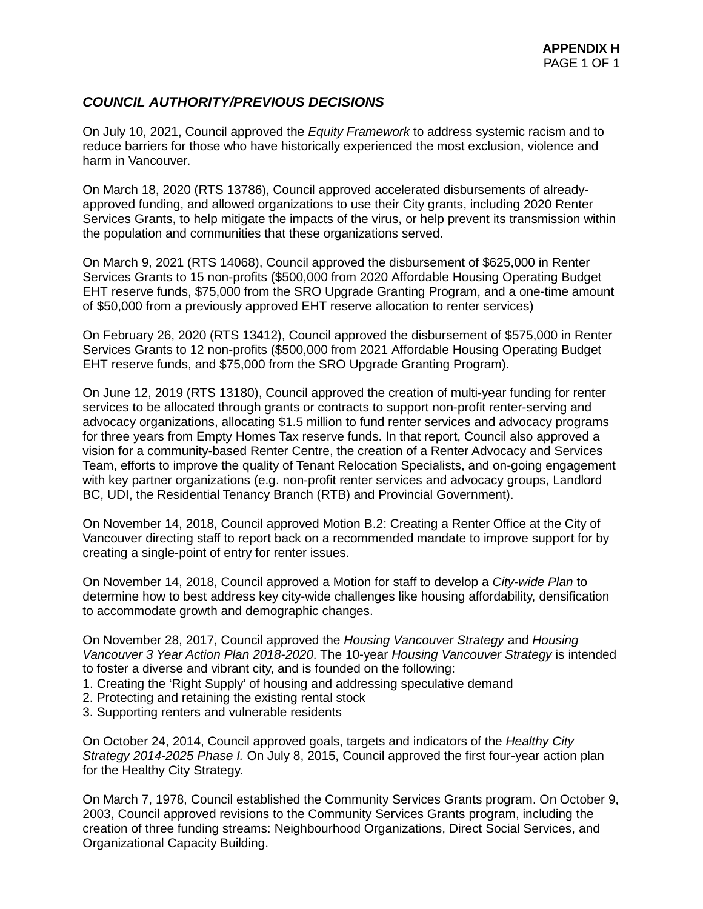**APPENDIX H**

## *COUNCIL AUTHORITY/PREVIOUS DECISIONS*

On July 10, 2021, Council approved the *Equity Framework* to address systemic racism and to reduce barriers for those who have historically experienced the most exclusion, violence and harm in Vancouver.

On March 18, 2020 (RTS 13786), Council approved accelerated disbursements of already-approved funding, and allowed organizations to use their City grants, including 2020 Renter Services Grants, to help mitigate the impacts of the virus, or help prevent its transmission within the population and communities that these organizations served.

On March 9, 2021 (RTS 14068), Council approved the disbursement of $625,000 in Renter Services Grants to 15 non-profits ($500,000 from 2020 Affordable Housing Operating Budget EHT reserve funds, $75,000 from the SRO Upgrade Granting Program, and a one-time amount of $50,000 from a previously approved EHT reserve allocation to renter services)

On February 26, 2020 (RTS 13412), Council approved the disbursement of $575,000 in Renter Services Grants to 12 non-profits ($500,000 from 2021 Affordable Housing Operating Budget EHT reserve funds, and $75,000 from the SRO Upgrade Granting Program).

On June 12, 2019 (RTS 13180), Council approved the creation of multi-year funding for renter services to be allocated through grants or contracts to support non-profit renter-serving and advocacy organizations, allocating $1.5 million to fund renter services and advocacy programs for three years from Empty Homes Tax reserve funds. In that report, Council also approved a vision for a community-based Renter Centre, the creation of a Renter Advocacy and Services Team, efforts to improve the quality of Tenant Relocation Specialists, and on-going engagement with key partner organizations (e.g. non-profit renter services and advocacy groups, Landlord BC, UDI, the Residential Tenancy Branch (RTB) and Provincial Government).

On November 14, 2018, Council approved Motion B.2: Creating a Renter Office at the City of Vancouver directing staff to report back on a recommended mandate to improve support for by creating a single-point of entry for renter issues.

On November 14, 2018, Council approved a Motion for staff to develop a *City-wide Plan* to determine how to best address key city-wide challenges like housing affordability, densification to accommodate growth and demographic changes.

On November 28, 2017, Council approved the *Housing Vancouver Strategy* and *Housing Vancouver 3 Year Action Plan 2018-2020.* The 10-year *Housing Vancouver Strategy* is intended to foster a diverse and vibrant city, and is founded on the following:

1. Creating the 'Right Supply' of housing and addressing speculative demand
2. Protecting and retaining the existing rental stock
3. Supporting renters and vulnerable residents

On October 24, 2014, Council approved goals, targets and indicators of the *Healthy City Strategy 2014-2025 Phase I.* On July 8, 2015, Council approved the first four-year action plan for the Healthy City Strategy.

On March 7, 1978, Council established the Community Services Grants program. On October 9, 2003, Council approved revisions to the Community Services Grants program, including the creation of three funding streams: Neighbourhood Organizations, Direct Social Services, and Organizational Capacity Building.